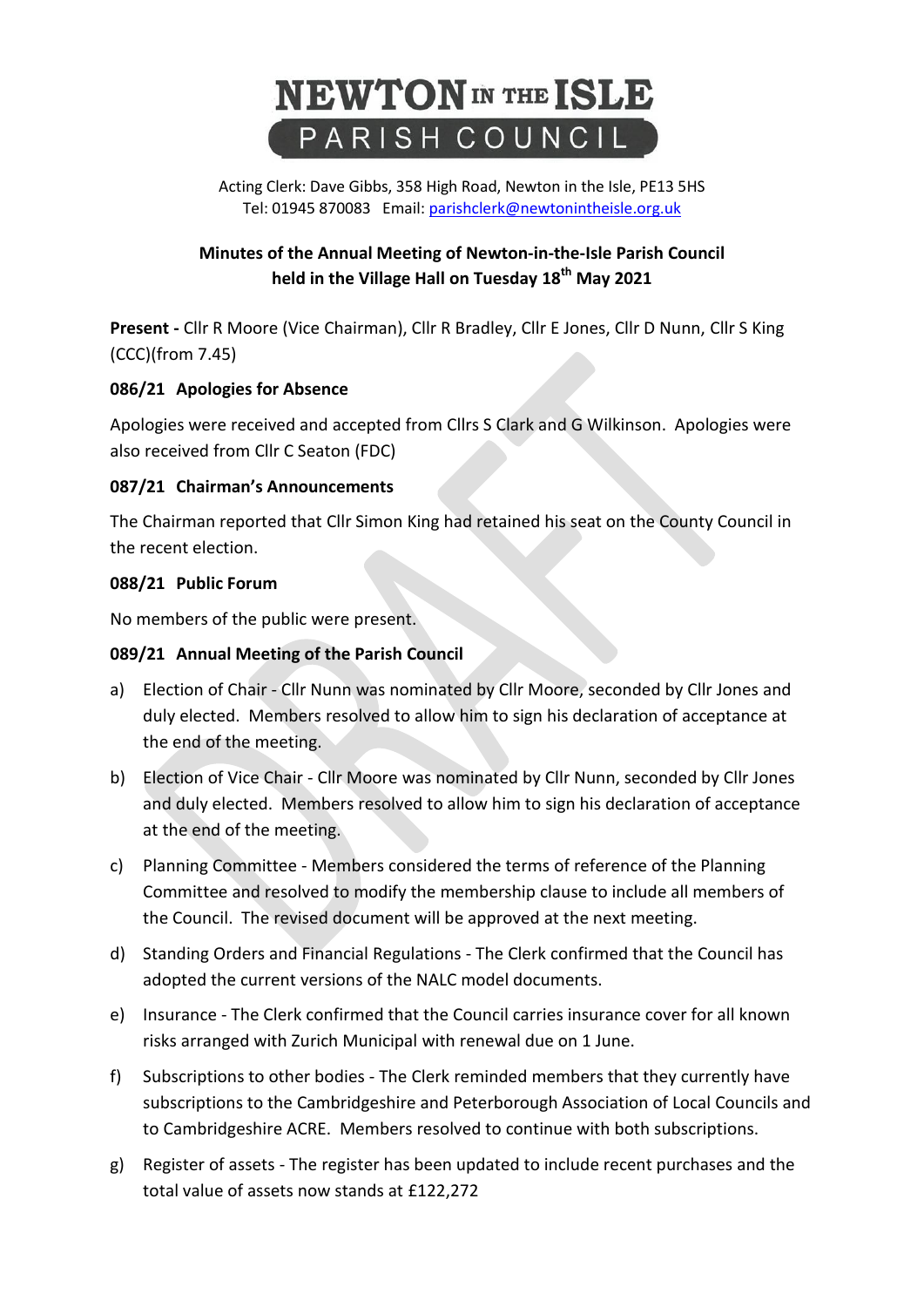# NEWTON IN THE ISLE
## PARISH COUNCIL

Acting Clerk: Dave Gibbs, 358 High Road, Newton in the Isle, PE13 5HS
Tel: 01945 870083 Email: parishclerk@newtonintheisle.org.uk

**Minutes of the Annual Meeting of Newton-in-the-Isle Parish Council held in the Village Hall on Tuesday 18th May 2021**

**Present -** Cllr R Moore (Vice Chairman), Cllr R Bradley, Cllr E Jones, Cllr D Nunn, Cllr S King (CCC)(from 7.45)

### 086/21 Apologies for Absence

Apologies were received and accepted from Cllrs S Clark and G Wilkinson. Apologies were also received from Cllr C Seaton (FDC)

### 087/21 Chairman's Announcements

The Chairman reported that Cllr Simon King had retained his seat on the County Council in the recent election.

### 088/21 Public Forum

No members of the public were present.

### 089/21 Annual Meeting of the Parish Council

a) Election of Chair - Cllr Nunn was nominated by Cllr Moore, seconded by Cllr Jones and duly elected. Members resolved to allow him to sign his declaration of acceptance at the end of the meeting.

b) Election of Vice Chair - Cllr Moore was nominated by Cllr Nunn, seconded by Cllr Jones and duly elected. Members resolved to allow him to sign his declaration of acceptance at the end of the meeting.

c) Planning Committee - Members considered the terms of reference of the Planning Committee and resolved to modify the membership clause to include all members of the Council. The revised document will be approved at the next meeting.

d) Standing Orders and Financial Regulations - The Clerk confirmed that the Council has adopted the current versions of the NALC model documents.

e) Insurance - The Clerk confirmed that the Council carries insurance cover for all known risks arranged with Zurich Municipal with renewal due on 1 June.

f) Subscriptions to other bodies - The Clerk reminded members that they currently have subscriptions to the Cambridgeshire and Peterborough Association of Local Councils and to Cambridgeshire ACRE. Members resolved to continue with both subscriptions.

g) Register of assets - The register has been updated to include recent purchases and the total value of assets now stands at £122,272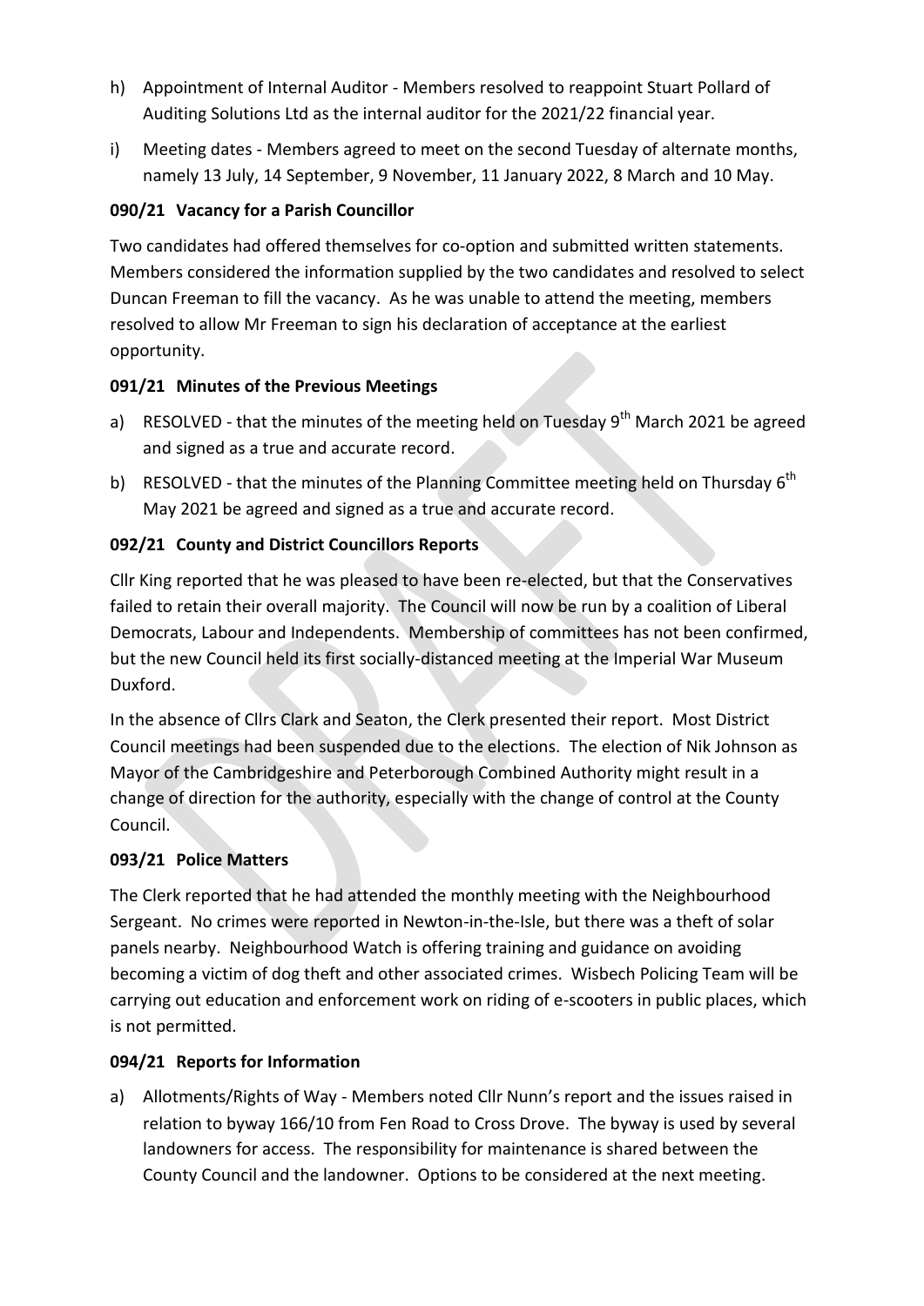h) Appointment of Internal Auditor - Members resolved to reappoint Stuart Pollard of Auditing Solutions Ltd as the internal auditor for the 2021/22 financial year.

i) Meeting dates - Members agreed to meet on the second Tuesday of alternate months, namely 13 July, 14 September, 9 November, 11 January 2022, 8 March and 10 May.

**090/21 Vacancy for a Parish Councillor**

Two candidates had offered themselves for co-option and submitted written statements. Members considered the information supplied by the two candidates and resolved to select Duncan Freeman to fill the vacancy. As he was unable to attend the meeting, members resolved to allow Mr Freeman to sign his declaration of acceptance at the earliest opportunity.

**091/21 Minutes of the Previous Meetings**

a) RESOLVED - that the minutes of the meeting held on Tuesday 9th March 2021 be agreed and signed as a true and accurate record.

b) RESOLVED - that the minutes of the Planning Committee meeting held on Thursday 6th May 2021 be agreed and signed as a true and accurate record.

**092/21 County and District Councillors Reports**

Cllr King reported that he was pleased to have been re-elected, but that the Conservatives failed to retain their overall majority. The Council will now be run by a coalition of Liberal Democrats, Labour and Independents. Membership of committees has not been confirmed, but the new Council held its first socially-distanced meeting at the Imperial War Museum Duxford.

In the absence of Cllrs Clark and Seaton, the Clerk presented their report. Most District Council meetings had been suspended due to the elections. The election of Nik Johnson as Mayor of the Cambridgeshire and Peterborough Combined Authority might result in a change of direction for the authority, especially with the change of control at the County Council.

**093/21 Police Matters**

The Clerk reported that he had attended the monthly meeting with the Neighbourhood Sergeant. No crimes were reported in Newton-in-the-Isle, but there was a theft of solar panels nearby. Neighbourhood Watch is offering training and guidance on avoiding becoming a victim of dog theft and other associated crimes. Wisbech Policing Team will be carrying out education and enforcement work on riding of e-scooters in public places, which is not permitted.

**094/21 Reports for Information**

a) Allotments/Rights of Way - Members noted Cllr Nunn's report and the issues raised in relation to byway 166/10 from Fen Road to Cross Drove. The byway is used by several landowners for access. The responsibility for maintenance is shared between the County Council and the landowner. Options to be considered at the next meeting.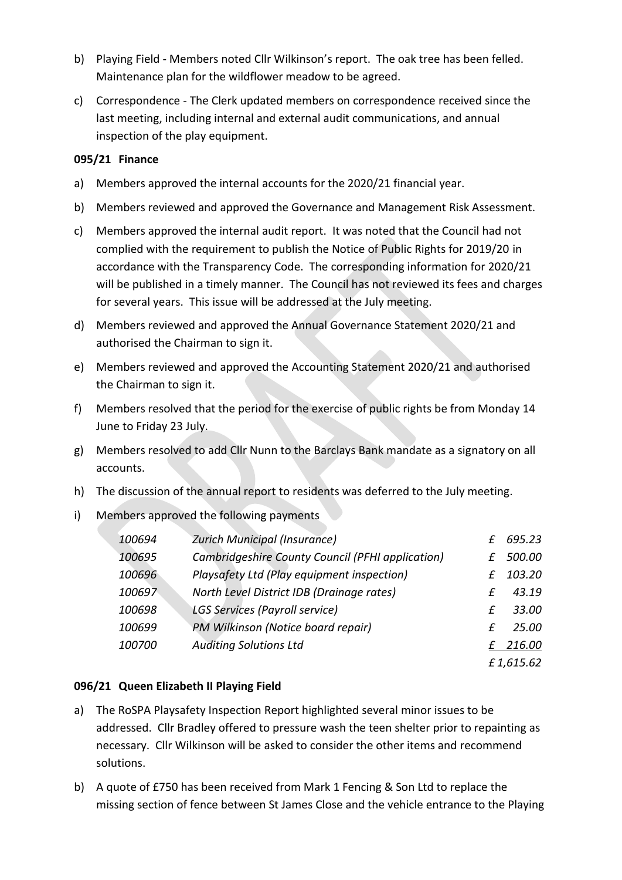b) Playing Field - Members noted Cllr Wilkinson's report. The oak tree has been felled. Maintenance plan for the wildflower meadow to be agreed.

c) Correspondence - The Clerk updated members on correspondence received since the last meeting, including internal and external audit communications, and annual inspection of the play equipment.

**095/21 Finance**

a) Members approved the internal accounts for the 2020/21 financial year.

b) Members reviewed and approved the Governance and Management Risk Assessment.

c) Members approved the internal audit report. It was noted that the Council had not complied with the requirement to publish the Notice of Public Rights for 2019/20 in accordance with the Transparency Code. The corresponding information for 2020/21 will be published in a timely manner. The Council has not reviewed its fees and charges for several years. This issue will be addressed at the July meeting.

d) Members reviewed and approved the Annual Governance Statement 2020/21 and authorised the Chairman to sign it.

e) Members reviewed and approved the Accounting Statement 2020/21 and authorised the Chairman to sign it.

f) Members resolved that the period for the exercise of public rights be from Monday 14 June to Friday 23 July.

g) Members resolved to add Cllr Nunn to the Barclays Bank mandate as a signatory on all accounts.

h) The discussion of the annual report to residents was deferred to the July meeting.

i) Members approved the following payments

| | | |
|---|---|---|
| *100694* | *Zurich Municipal (Insurance)* | *£ 695.23* |
| *100695* | *Cambridgeshire County Council (PFHI application)* | *£ 500.00* |
| *100696* | *Playsafety Ltd (Play equipment inspection)* | *£ 103.20* |
| *100697* | *North Level District IDB (Drainage rates)* | *£ 43.19* |
| *100698* | *LGS Services (Payroll service)* | *£ 33.00* |
| *100699* | *PM Wilkinson (Notice board repair)* | *£ 25.00* |
| *100700* | *Auditing Solutions Ltd* | *£ 216.00* |
| | | *£ 1,615.62* |

**096/21 Queen Elizabeth II Playing Field**

a) The RoSPA Playsafety Inspection Report highlighted several minor issues to be addressed. Cllr Bradley offered to pressure wash the teen shelter prior to repainting as necessary. Cllr Wilkinson will be asked to consider the other items and recommend solutions.

b) A quote of £750 has been received from Mark 1 Fencing & Son Ltd to replace the missing section of fence between St James Close and the vehicle entrance to the Playing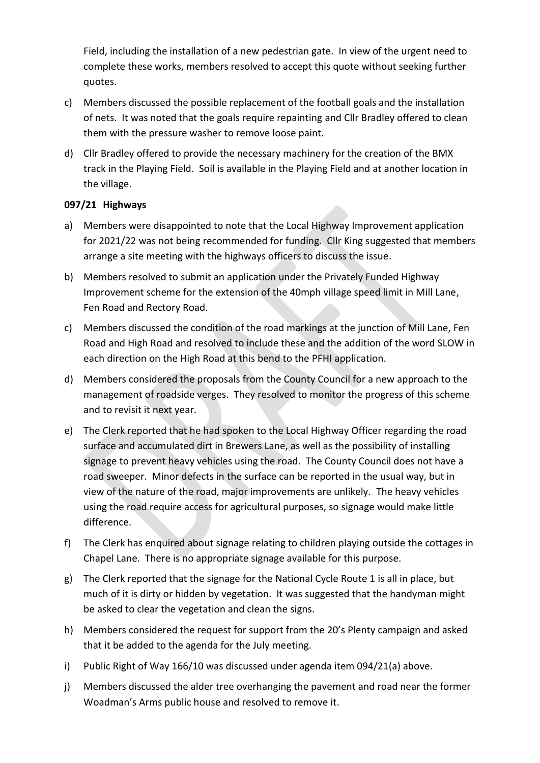Field, including the installation of a new pedestrian gate. In view of the urgent need to complete these works, members resolved to accept this quote without seeking further quotes.

c) Members discussed the possible replacement of the football goals and the installation of nets. It was noted that the goals require repainting and Cllr Bradley offered to clean them with the pressure washer to remove loose paint.

d) Cllr Bradley offered to provide the necessary machinery for the creation of the BMX track in the Playing Field. Soil is available in the Playing Field and at another location in the village.

**097/21 Highways**

a) Members were disappointed to note that the Local Highway Improvement application for 2021/22 was not being recommended for funding. Cllr King suggested that members arrange a site meeting with the highways officers to discuss the issue.

b) Members resolved to submit an application under the Privately Funded Highway Improvement scheme for the extension of the 40mph village speed limit in Mill Lane, Fen Road and Rectory Road.

c) Members discussed the condition of the road markings at the junction of Mill Lane, Fen Road and High Road and resolved to include these and the addition of the word SLOW in each direction on the High Road at this bend to the PFHI application.

d) Members considered the proposals from the County Council for a new approach to the management of roadside verges. They resolved to monitor the progress of this scheme and to revisit it next year.

e) The Clerk reported that he had spoken to the Local Highway Officer regarding the road surface and accumulated dirt in Brewers Lane, as well as the possibility of installing signage to prevent heavy vehicles using the road. The County Council does not have a road sweeper. Minor defects in the surface can be reported in the usual way, but in view of the nature of the road, major improvements are unlikely. The heavy vehicles using the road require access for agricultural purposes, so signage would make little difference.

f) The Clerk has enquired about signage relating to children playing outside the cottages in Chapel Lane. There is no appropriate signage available for this purpose.

g) The Clerk reported that the signage for the National Cycle Route 1 is all in place, but much of it is dirty or hidden by vegetation. It was suggested that the handyman might be asked to clear the vegetation and clean the signs.

h) Members considered the request for support from the 20's Plenty campaign and asked that it be added to the agenda for the July meeting.

i) Public Right of Way 166/10 was discussed under agenda item 094/21(a) above.

j) Members discussed the alder tree overhanging the pavement and road near the former Woadman's Arms public house and resolved to remove it.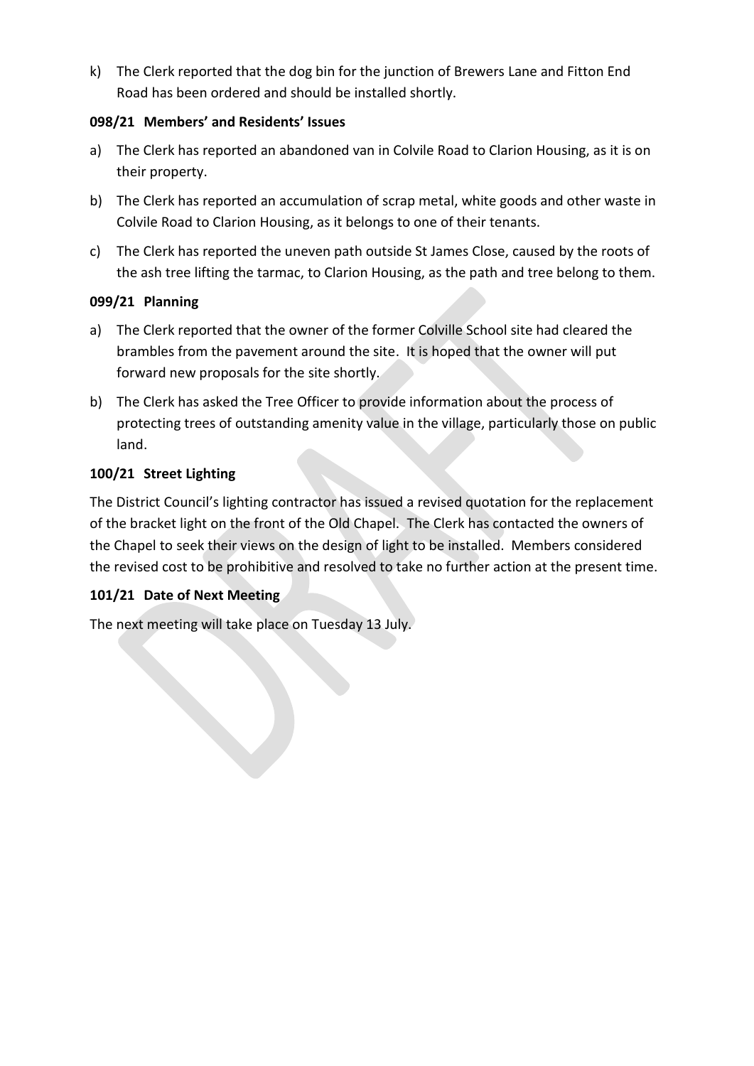k) The Clerk reported that the dog bin for the junction of Brewers Lane and Fitton End Road has been ordered and should be installed shortly.

**098/21 Members' and Residents' Issues**

a) The Clerk has reported an abandoned van in Colvile Road to Clarion Housing, as it is on their property.

b) The Clerk has reported an accumulation of scrap metal, white goods and other waste in Colvile Road to Clarion Housing, as it belongs to one of their tenants.

c) The Clerk has reported the uneven path outside St James Close, caused by the roots of the ash tree lifting the tarmac, to Clarion Housing, as the path and tree belong to them.

**099/21 Planning**

a) The Clerk reported that the owner of the former Colville School site had cleared the brambles from the pavement around the site. It is hoped that the owner will put forward new proposals for the site shortly.

b) The Clerk has asked the Tree Officer to provide information about the process of protecting trees of outstanding amenity value in the village, particularly those on public land.

**100/21 Street Lighting**

The District Council's lighting contractor has issued a revised quotation for the replacement of the bracket light on the front of the Old Chapel. The Clerk has contacted the owners of the Chapel to seek their views on the design of light to be installed. Members considered the revised cost to be prohibitive and resolved to take no further action at the present time.

**101/21 Date of Next Meeting**

The next meeting will take place on Tuesday 13 July.